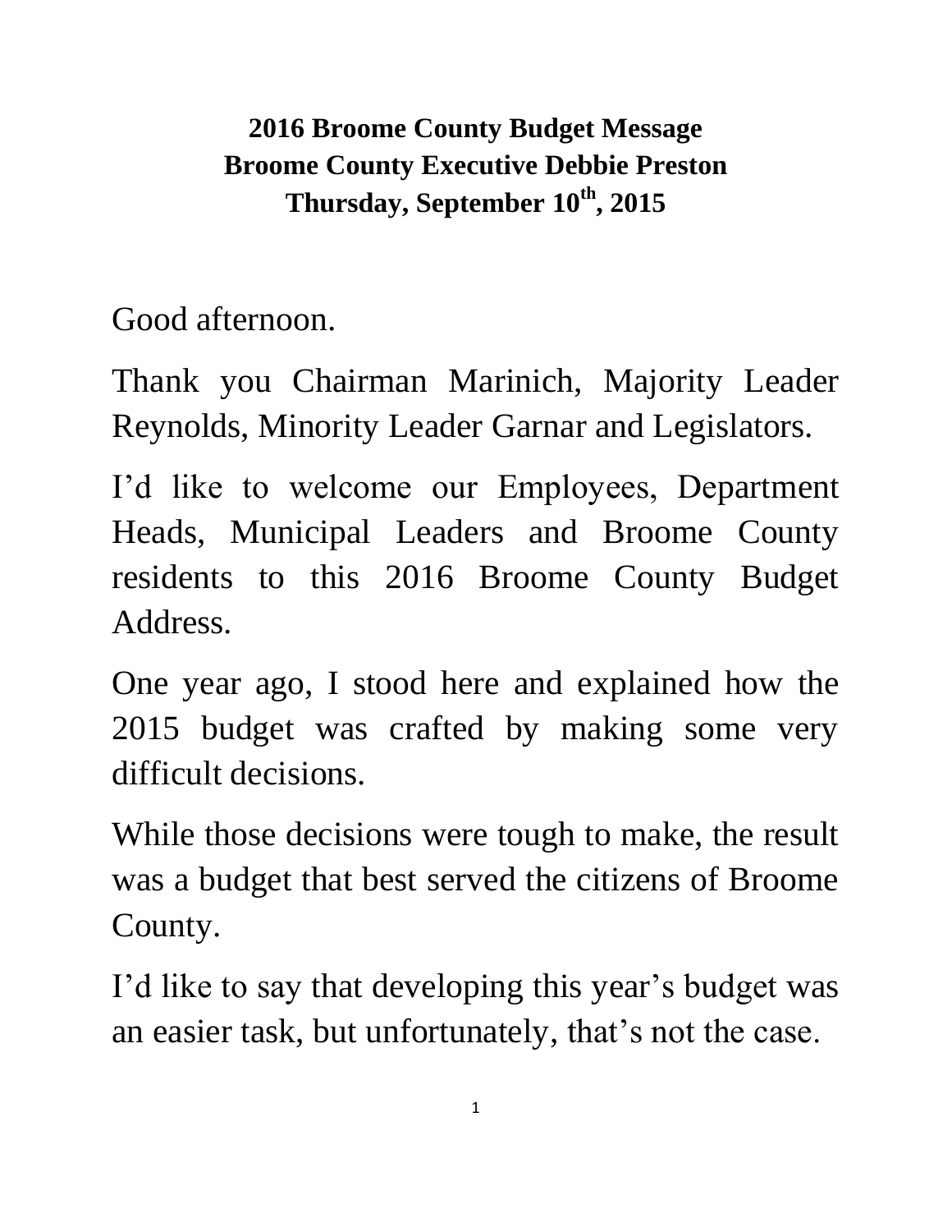**2016 Broome County Budget Message**
**Broome County Executive Debbie Preston**
**Thursday, September 10th, 2015**

Good afternoon.

Thank you Chairman Marinich, Majority Leader Reynolds, Minority Leader Garnar and Legislators.

I'd like to welcome our Employees, Department Heads, Municipal Leaders and Broome County residents to this 2016 Broome County Budget Address.

One year ago, I stood here and explained how the 2015 budget was crafted by making some very difficult decisions.

While those decisions were tough to make, the result was a budget that best served the citizens of Broome County.

I'd like to say that developing this year's budget was an easier task, but unfortunately, that's not the case.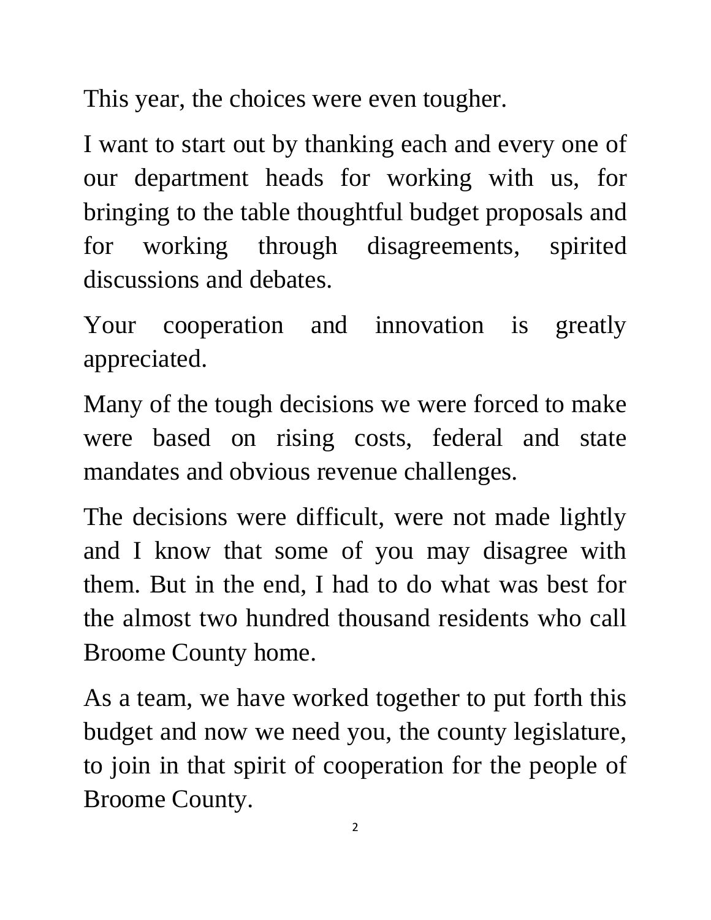This year, the choices were even tougher.

I want to start out by thanking each and every one of our department heads for working with us, for bringing to the table thoughtful budget proposals and for working through disagreements, spirited discussions and debates.

Your cooperation and innovation is greatly appreciated.

Many of the tough decisions we were forced to make were based on rising costs, federal and state mandates and obvious revenue challenges.

The decisions were difficult, were not made lightly and I know that some of you may disagree with them. But in the end, I had to do what was best for the almost two hundred thousand residents who call Broome County home.

As a team, we have worked together to put forth this budget and now we need you, the county legislature, to join in that spirit of cooperation for the people of Broome County.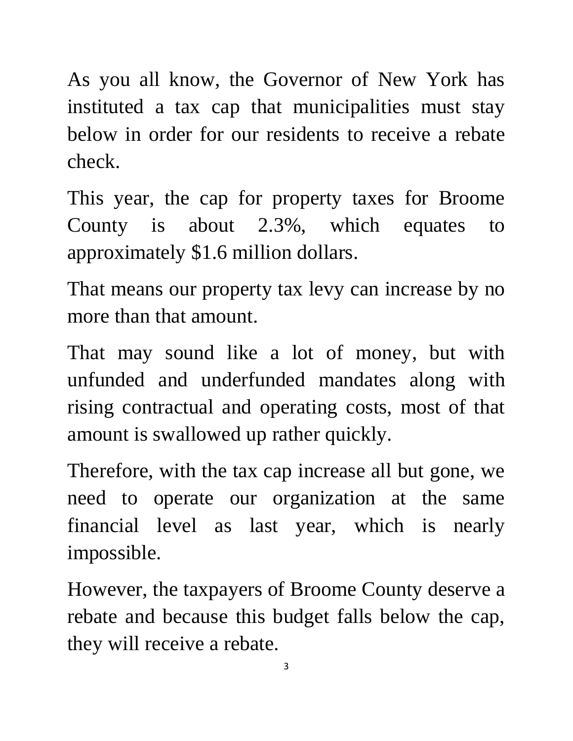As you all know, the Governor of New York has instituted a tax cap that municipalities must stay below in order for our residents to receive a rebate check.

This year, the cap for property taxes for Broome County is about 2.3%, which equates to approximately $1.6 million dollars.

That means our property tax levy can increase by no more than that amount.

That may sound like a lot of money, but with unfunded and underfunded mandates along with rising contractual and operating costs, most of that amount is swallowed up rather quickly.

Therefore, with the tax cap increase all but gone, we need to operate our organization at the same financial level as last year, which is nearly impossible.

However, the taxpayers of Broome County deserve a rebate and because this budget falls below the cap, they will receive a rebate.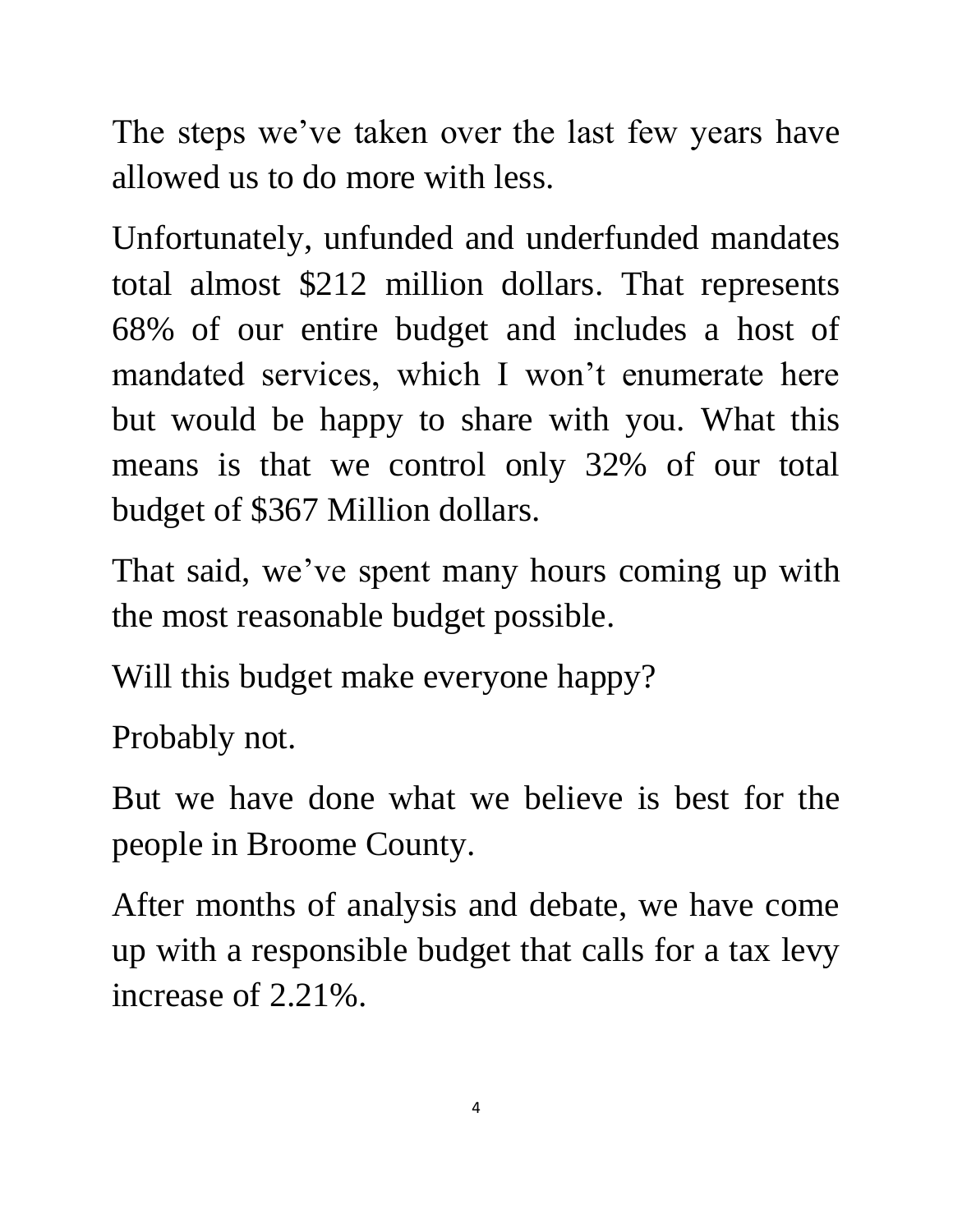The steps we've taken over the last few years have allowed us to do more with less.

Unfortunately, unfunded and underfunded mandates total almost $212 million dollars. That represents 68% of our entire budget and includes a host of mandated services, which I won't enumerate here but would be happy to share with you. What this means is that we control only 32% of our total budget of $367 Million dollars.

That said, we've spent many hours coming up with the most reasonable budget possible.

Will this budget make everyone happy?

Probably not.

But we have done what we believe is best for the people in Broome County.

After months of analysis and debate, we have come up with a responsible budget that calls for a tax levy increase of 2.21%.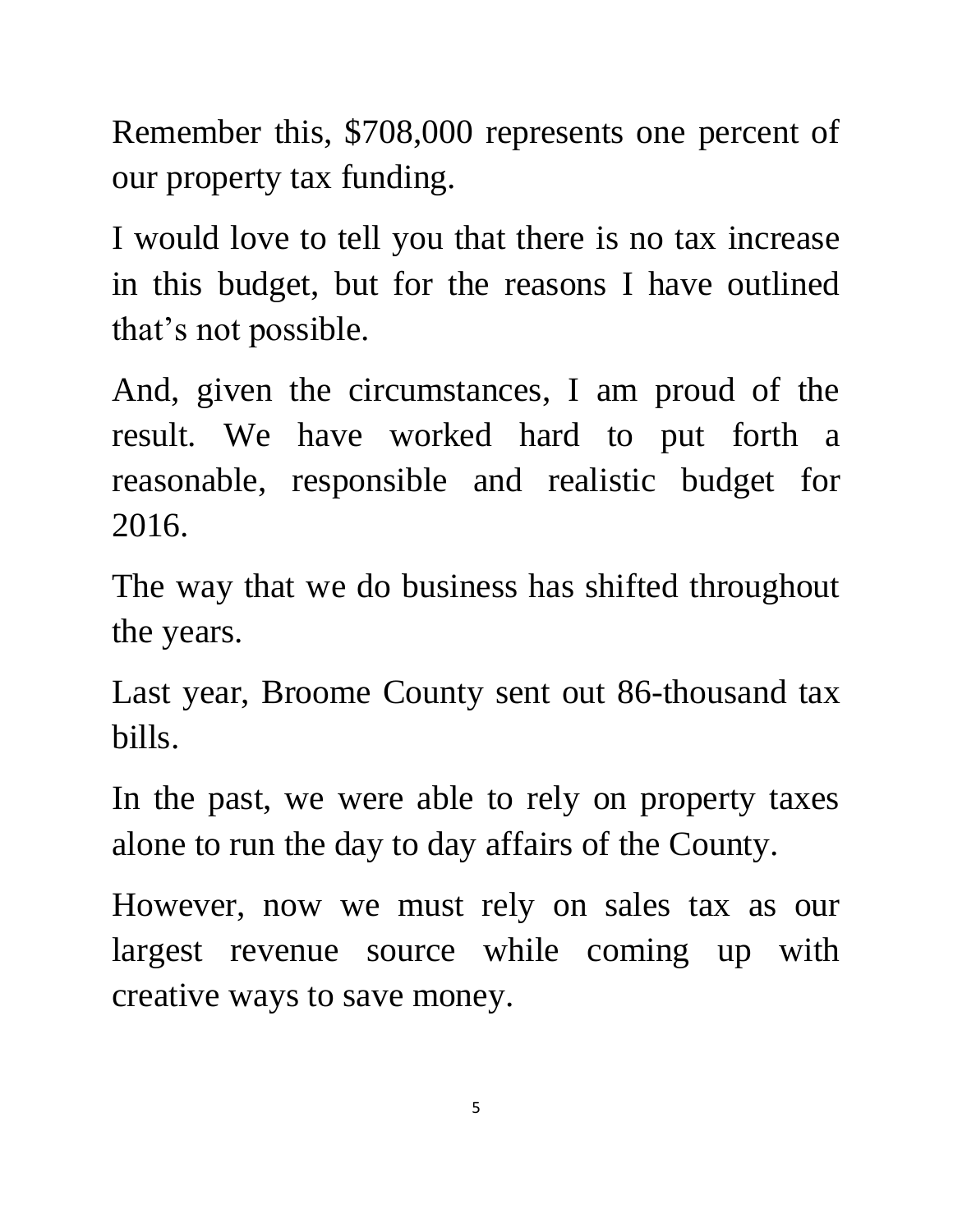Remember this, $708,000 represents one percent of our property tax funding.

I would love to tell you that there is no tax increase in this budget, but for the reasons I have outlined that's not possible.

And, given the circumstances, I am proud of the result. We have worked hard to put forth a reasonable, responsible and realistic budget for 2016.

The way that we do business has shifted throughout the years.

Last year, Broome County sent out 86-thousand tax bills.

In the past, we were able to rely on property taxes alone to run the day to day affairs of the County.

However, now we must rely on sales tax as our largest revenue source while coming up with creative ways to save money.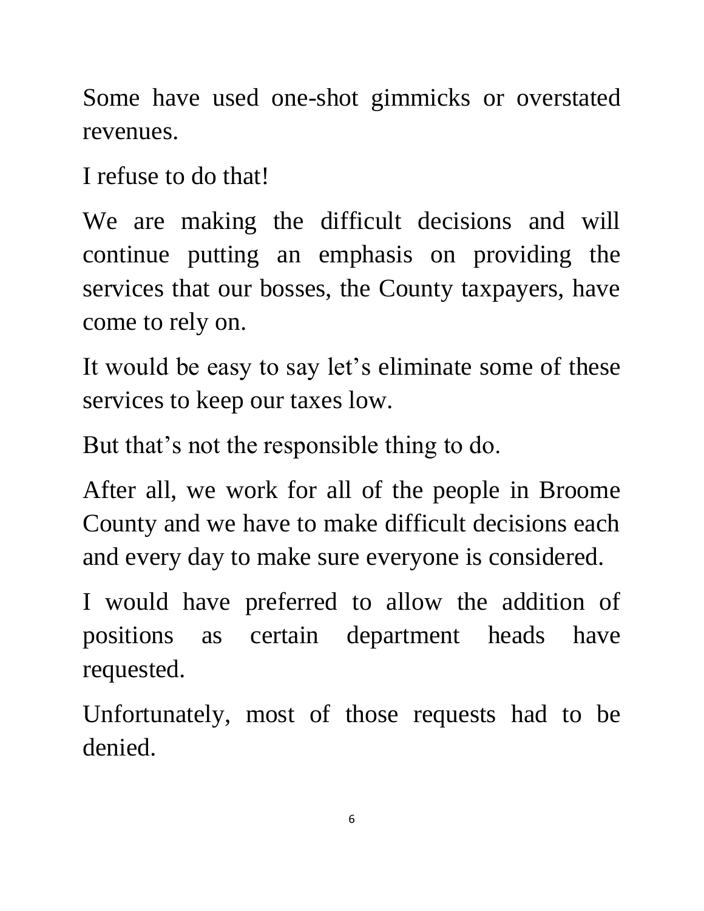Some have used one-shot gimmicks or overstated revenues.

I refuse to do that!

We are making the difficult decisions and will continue putting an emphasis on providing the services that our bosses, the County taxpayers, have come to rely on.

It would be easy to say let's eliminate some of these services to keep our taxes low.

But that's not the responsible thing to do.

After all, we work for all of the people in Broome County and we have to make difficult decisions each and every day to make sure everyone is considered.

I would have preferred to allow the addition of positions as certain department heads have requested.

Unfortunately, most of those requests had to be denied.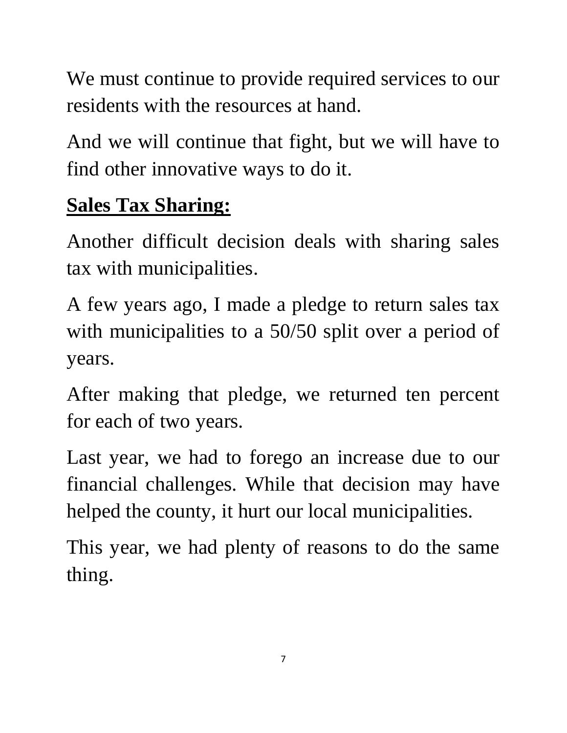We must continue to provide required services to our residents with the resources at hand.

And we will continue that fight, but we will have to find other innovative ways to do it.

**<u>Sales Tax Sharing:</u>**

Another difficult decision deals with sharing sales tax with municipalities.

A few years ago, I made a pledge to return sales tax with municipalities to a 50/50 split over a period of years.

After making that pledge, we returned ten percent for each of two years.

Last year, we had to forego an increase due to our financial challenges. While that decision may have helped the county, it hurt our local municipalities.

This year, we had plenty of reasons to do the same thing.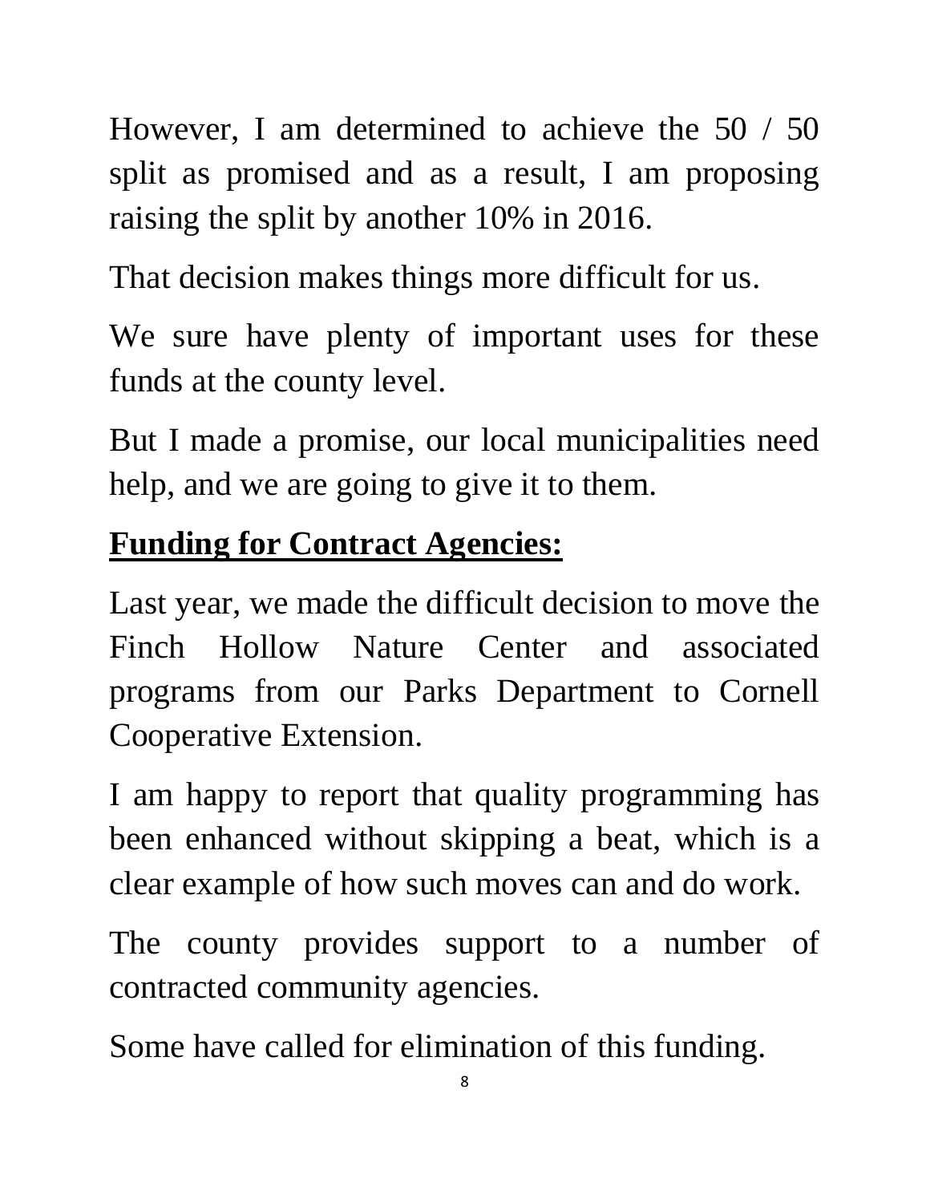However, I am determined to achieve the 50 / 50 split as promised and as a result, I am proposing raising the split by another 10% in 2016.

That decision makes things more difficult for us.

We sure have plenty of important uses for these funds at the county level.

But I made a promise, our local municipalities need help, and we are going to give it to them.

## **Funding for Contract Agencies:**

Last year, we made the difficult decision to move the Finch Hollow Nature Center and associated programs from our Parks Department to Cornell Cooperative Extension.

I am happy to report that quality programming has been enhanced without skipping a beat, which is a clear example of how such moves can and do work.

The county provides support to a number of contracted community agencies.

Some have called for elimination of this funding.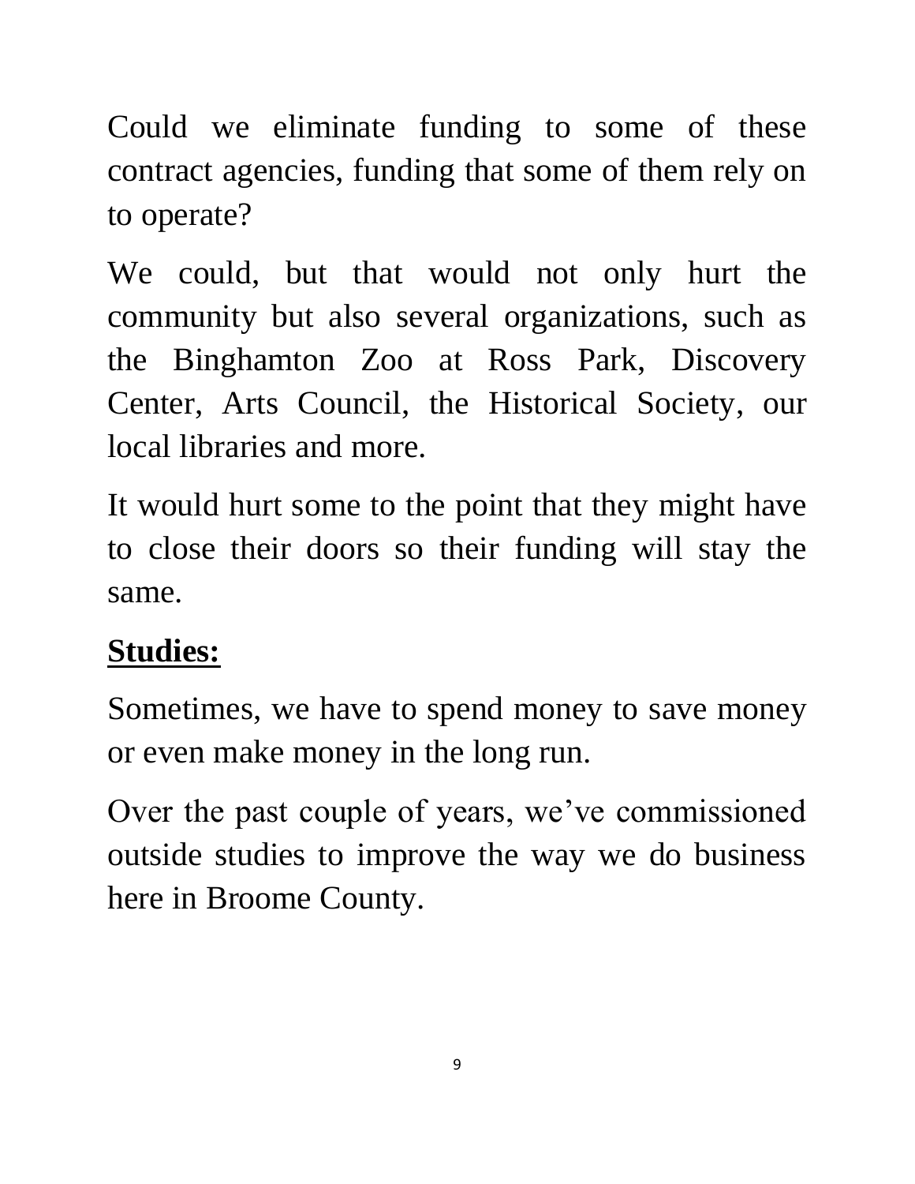Could we eliminate funding to some of these contract agencies, funding that some of them rely on to operate?

We could, but that would not only hurt the community but also several organizations, such as the Binghamton Zoo at Ross Park, Discovery Center, Arts Council, the Historical Society, our local libraries and more.

It would hurt some to the point that they might have to close their doors so their funding will stay the same.

**Studies:**

Sometimes, we have to spend money to save money or even make money in the long run.

Over the past couple of years, we've commissioned outside studies to improve the way we do business here in Broome County.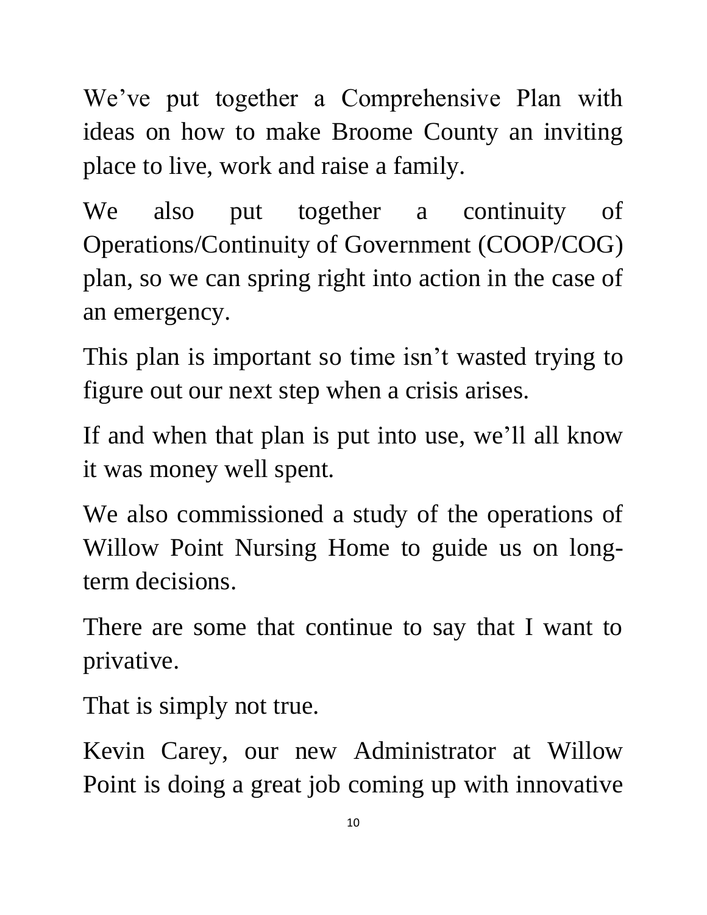We've put together a Comprehensive Plan with ideas on how to make Broome County an inviting place to live, work and raise a family.

We also put together a continuity of Operations/Continuity of Government (COOP/COG) plan, so we can spring right into action in the case of an emergency.

This plan is important so time isn't wasted trying to figure out our next step when a crisis arises.

If and when that plan is put into use, we'll all know it was money well spent.

We also commissioned a study of the operations of Willow Point Nursing Home to guide us on long-term decisions.

There are some that continue to say that I want to privative.

That is simply not true.

Kevin Carey, our new Administrator at Willow Point is doing a great job coming up with innovative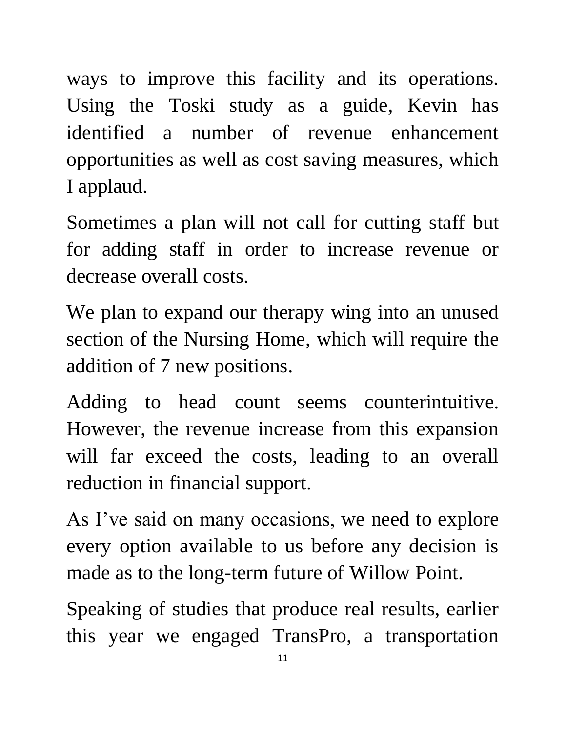ways to improve this facility and its operations. Using the Toski study as a guide, Kevin has identified a number of revenue enhancement opportunities as well as cost saving measures, which I applaud.

Sometimes a plan will not call for cutting staff but for adding staff in order to increase revenue or decrease overall costs.

We plan to expand our therapy wing into an unused section of the Nursing Home, which will require the addition of 7 new positions.

Adding to head count seems counterintuitive. However, the revenue increase from this expansion will far exceed the costs, leading to an overall reduction in financial support.

As I've said on many occasions, we need to explore every option available to us before any decision is made as to the long-term future of Willow Point.

Speaking of studies that produce real results, earlier this year we engaged TransPro, a transportation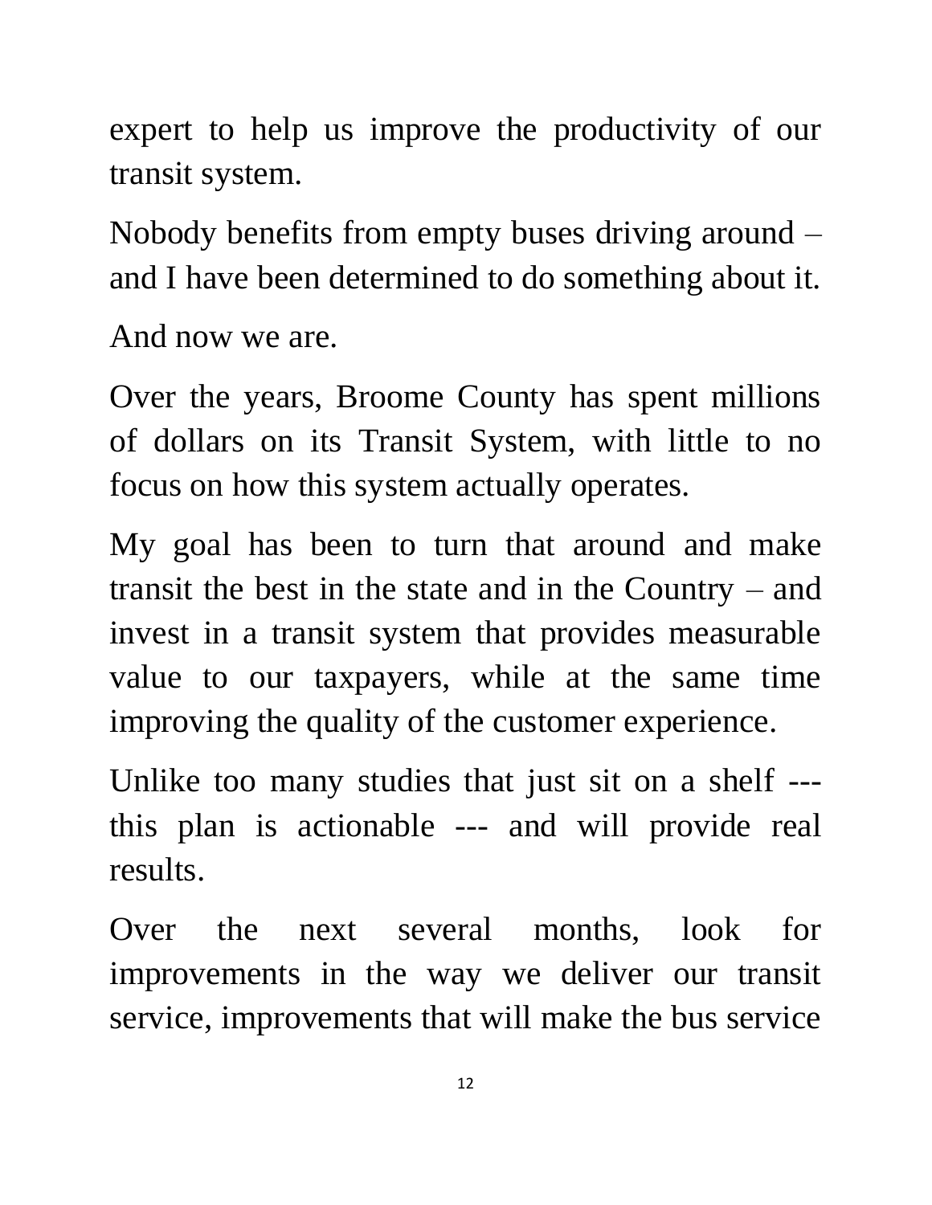expert to help us improve the productivity of our transit system.

Nobody benefits from empty buses driving around – and I have been determined to do something about it.

And now we are.

Over the years, Broome County has spent millions of dollars on its Transit System, with little to no focus on how this system actually operates.

My goal has been to turn that around and make transit the best in the state and in the Country – and invest in a transit system that provides measurable value to our taxpayers, while at the same time improving the quality of the customer experience.

Unlike too many studies that just sit on a shelf --- this plan is actionable --- and will provide real results.

Over the next several months, look for improvements in the way we deliver our transit service, improvements that will make the bus service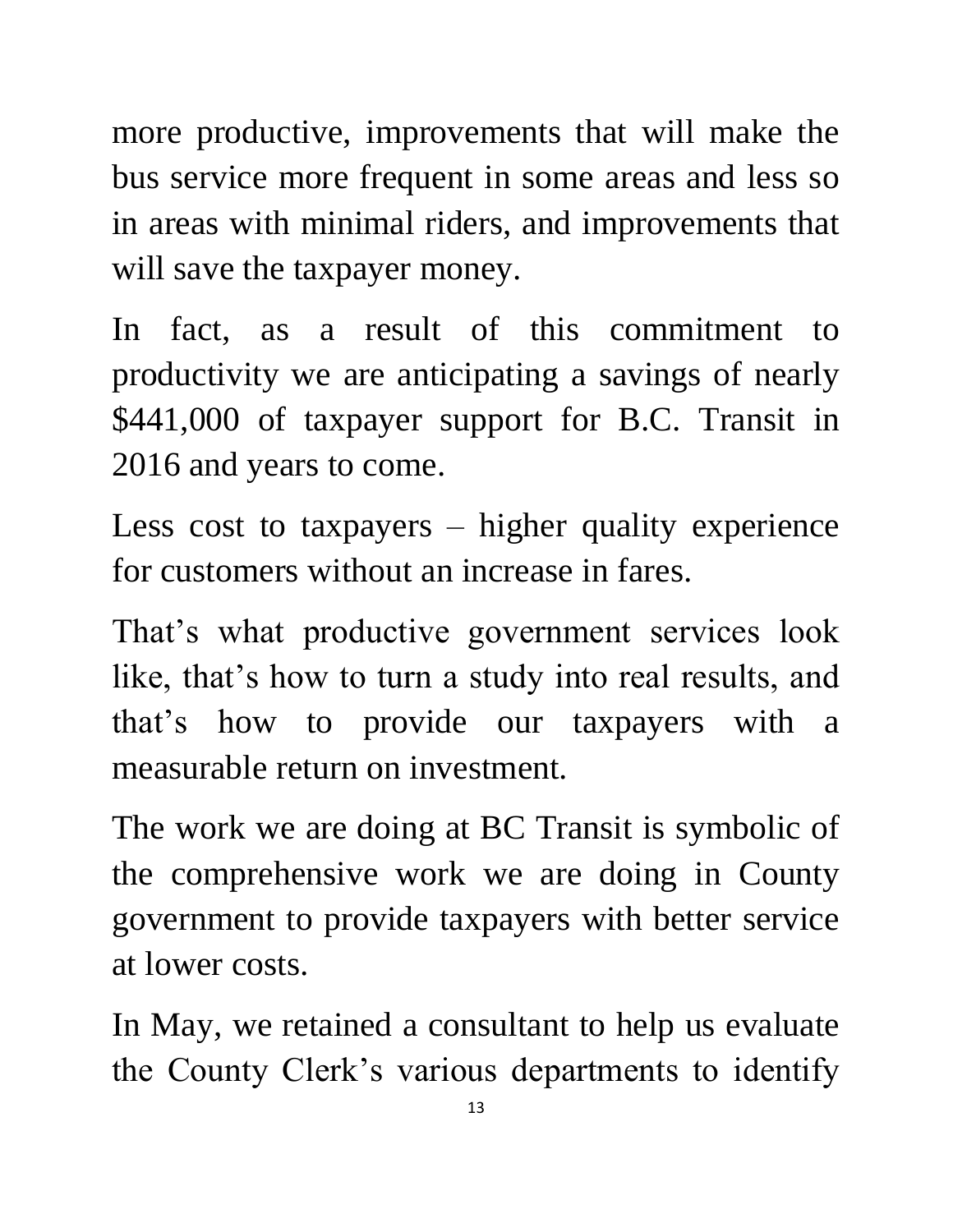more productive, improvements that will make the bus service more frequent in some areas and less so in areas with minimal riders, and improvements that will save the taxpayer money.

In fact, as a result of this commitment to productivity we are anticipating a savings of nearly $441,000 of taxpayer support for B.C. Transit in 2016 and years to come.

Less cost to taxpayers – higher quality experience for customers without an increase in fares.

That's what productive government services look like, that's how to turn a study into real results, and that's how to provide our taxpayers with a measurable return on investment.

The work we are doing at BC Transit is symbolic of the comprehensive work we are doing in County government to provide taxpayers with better service at lower costs.

In May, we retained a consultant to help us evaluate the County Clerk's various departments to identify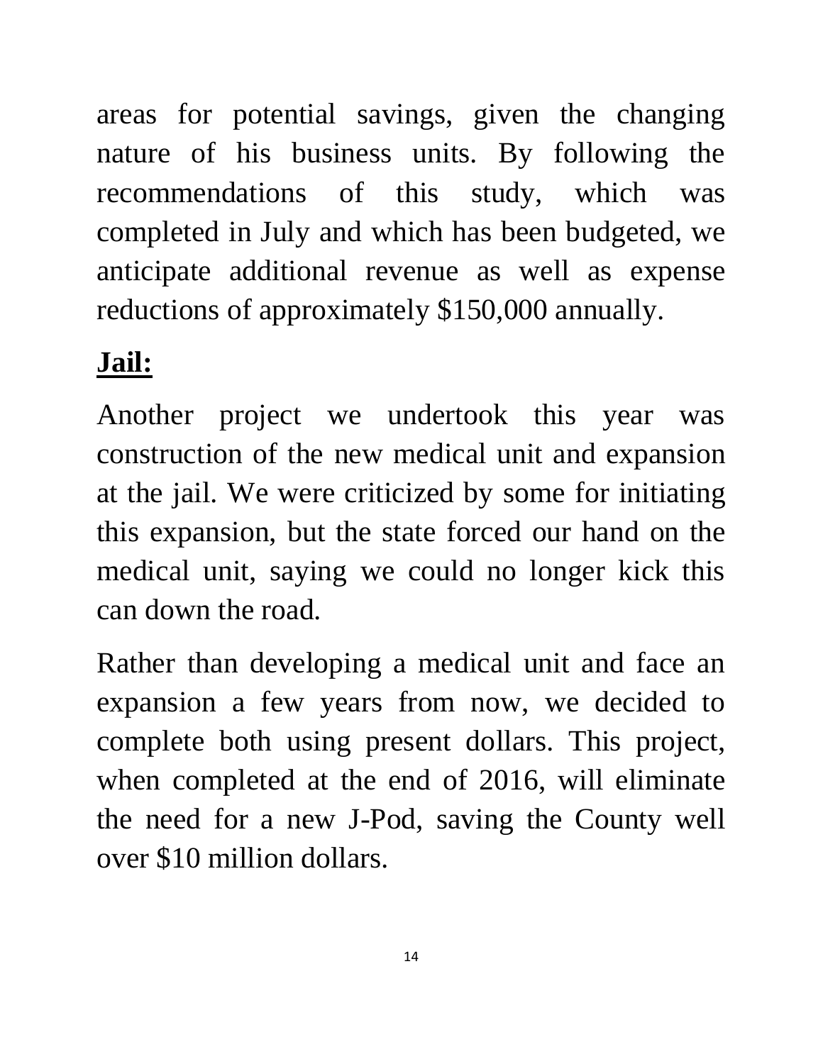areas for potential savings, given the changing nature of his business units. By following the recommendations of this study, which was completed in July and which has been budgeted, we anticipate additional revenue as well as expense reductions of approximately $150,000 annually.

## **Jail:**

Another project we undertook this year was construction of the new medical unit and expansion at the jail. We were criticized by some for initiating this expansion, but the state forced our hand on the medical unit, saying we could no longer kick this can down the road.

Rather than developing a medical unit and face an expansion a few years from now, we decided to complete both using present dollars. This project, when completed at the end of 2016, will eliminate the need for a new J-Pod, saving the County well over $10 million dollars.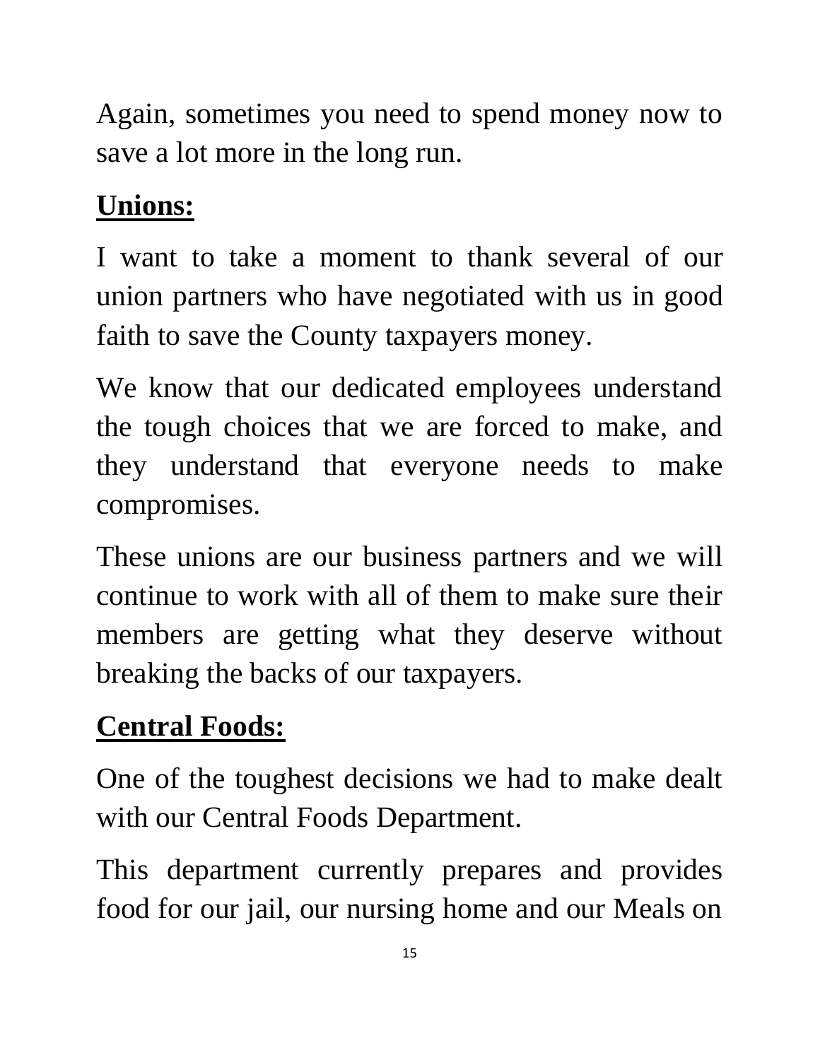Again, sometimes you need to spend money now to save a lot more in the long run.

**Unions:**

I want to take a moment to thank several of our union partners who have negotiated with us in good faith to save the County taxpayers money.

We know that our dedicated employees understand the tough choices that we are forced to make, and they understand that everyone needs to make compromises.

These unions are our business partners and we will continue to work with all of them to make sure their members are getting what they deserve without breaking the backs of our taxpayers.

**Central Foods:**

One of the toughest decisions we had to make dealt with our Central Foods Department.

This department currently prepares and provides food for our jail, our nursing home and our Meals on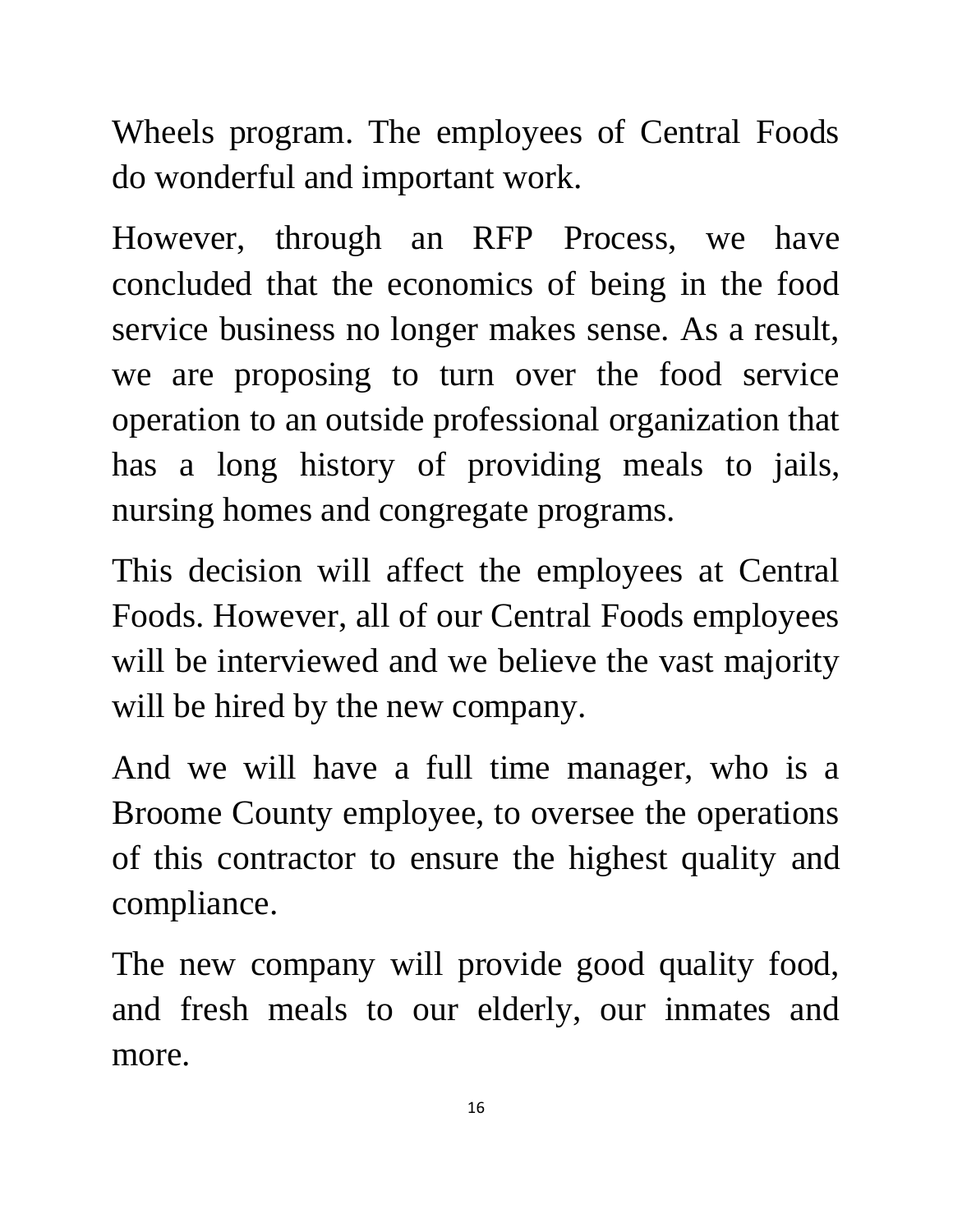Wheels program. The employees of Central Foods do wonderful and important work.

However, through an RFP Process, we have concluded that the economics of being in the food service business no longer makes sense. As a result, we are proposing to turn over the food service operation to an outside professional organization that has a long history of providing meals to jails, nursing homes and congregate programs.

This decision will affect the employees at Central Foods. However, all of our Central Foods employees will be interviewed and we believe the vast majority will be hired by the new company.

And we will have a full time manager, who is a Broome County employee, to oversee the operations of this contractor to ensure the highest quality and compliance.

The new company will provide good quality food, and fresh meals to our elderly, our inmates and more.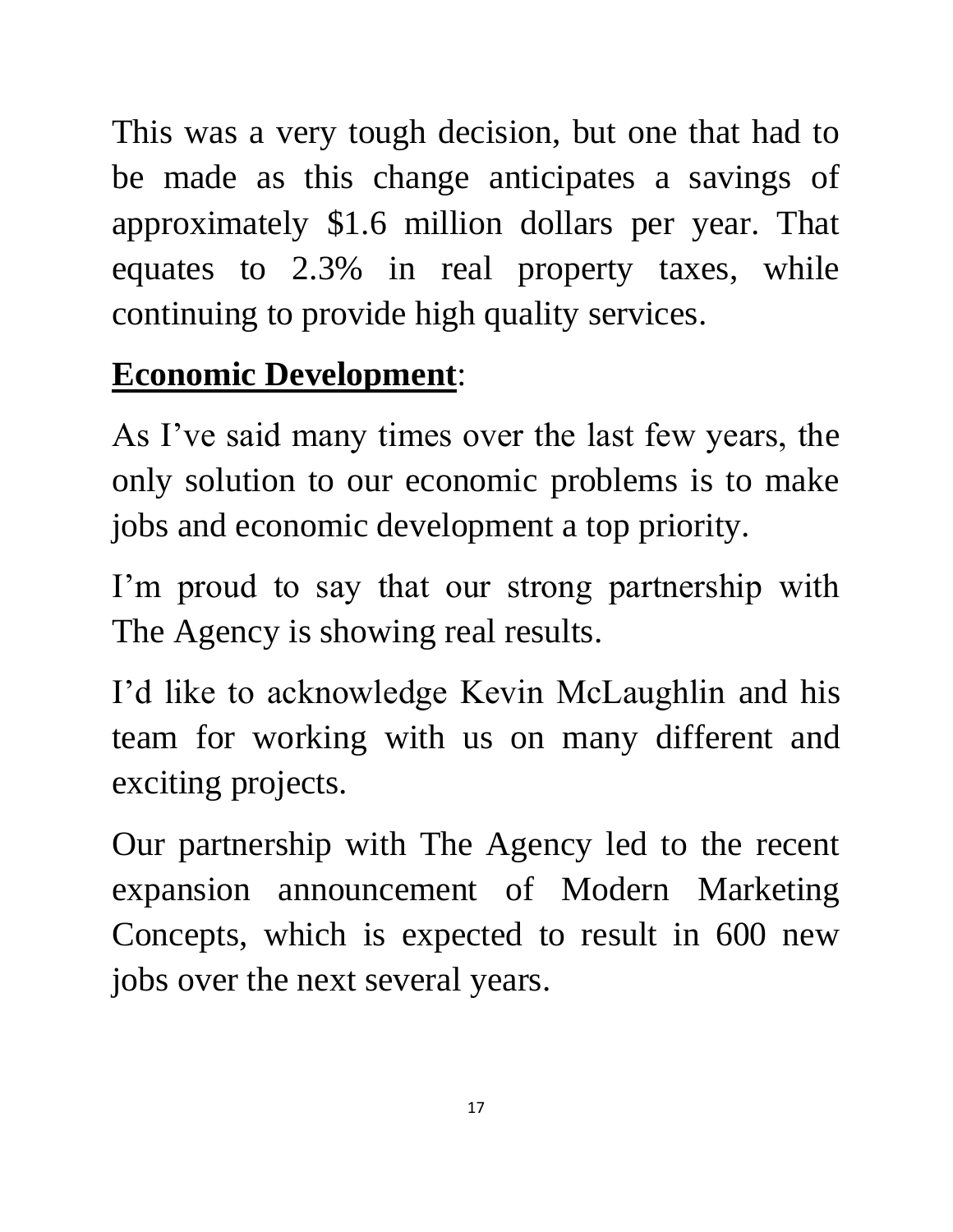This was a very tough decision, but one that had to be made as this change anticipates a savings of approximately $1.6 million dollars per year. That equates to 2.3% in real property taxes, while continuing to provide high quality services.

**Economic Development**:

As I've said many times over the last few years, the only solution to our economic problems is to make jobs and economic development a top priority.

I'm proud to say that our strong partnership with The Agency is showing real results.

I'd like to acknowledge Kevin McLaughlin and his team for working with us on many different and exciting projects.

Our partnership with The Agency led to the recent expansion announcement of Modern Marketing Concepts, which is expected to result in 600 new jobs over the next several years.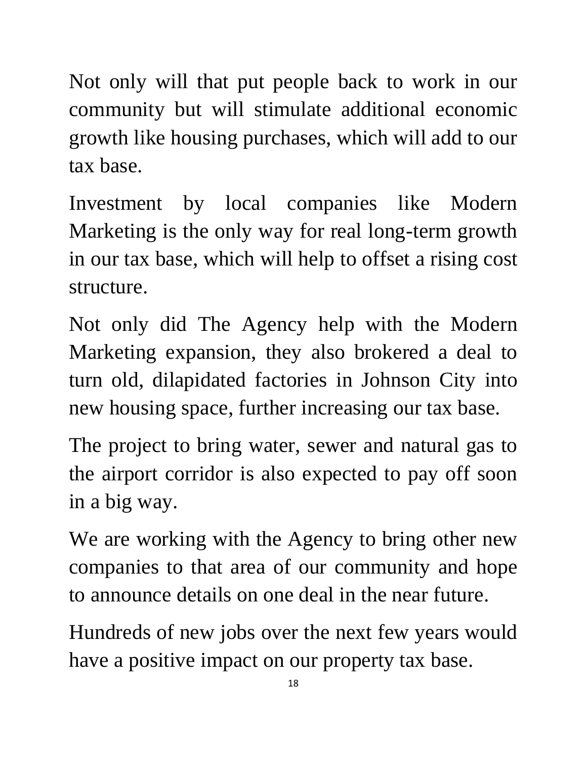Not only will that put people back to work in our community but will stimulate additional economic growth like housing purchases, which will add to our tax base.

Investment by local companies like Modern Marketing is the only way for real long-term growth in our tax base, which will help to offset a rising cost structure.

Not only did The Agency help with the Modern Marketing expansion, they also brokered a deal to turn old, dilapidated factories in Johnson City into new housing space, further increasing our tax base.

The project to bring water, sewer and natural gas to the airport corridor is also expected to pay off soon in a big way.

We are working with the Agency to bring other new companies to that area of our community and hope to announce details on one deal in the near future.

Hundreds of new jobs over the next few years would have a positive impact on our property tax base.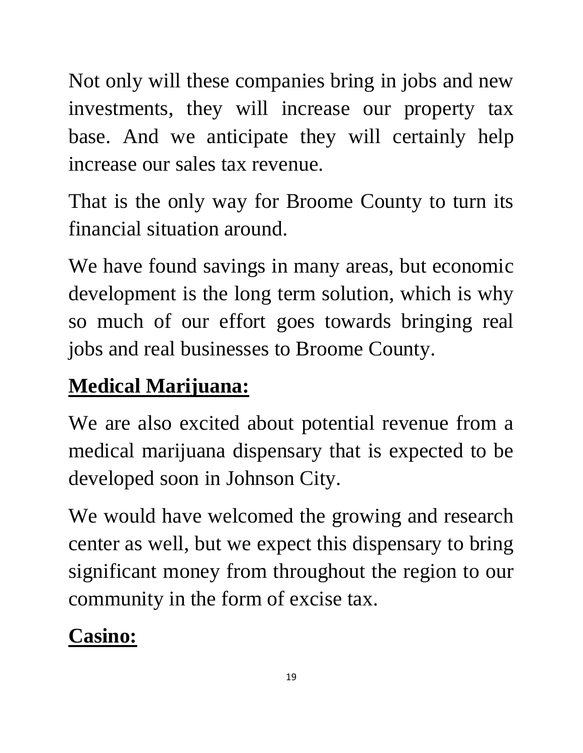Not only will these companies bring in jobs and new investments, they will increase our property tax base. And we anticipate they will certainly help increase our sales tax revenue.

That is the only way for Broome County to turn its financial situation around.

We have found savings in many areas, but economic development is the long term solution, which is why so much of our effort goes towards bringing real jobs and real businesses to Broome County.

## Medical Marijuana:

We are also excited about potential revenue from a medical marijuana dispensary that is expected to be developed soon in Johnson City.

We would have welcomed the growing and research center as well, but we expect this dispensary to bring significant money from throughout the region to our community in the form of excise tax.

## Casino: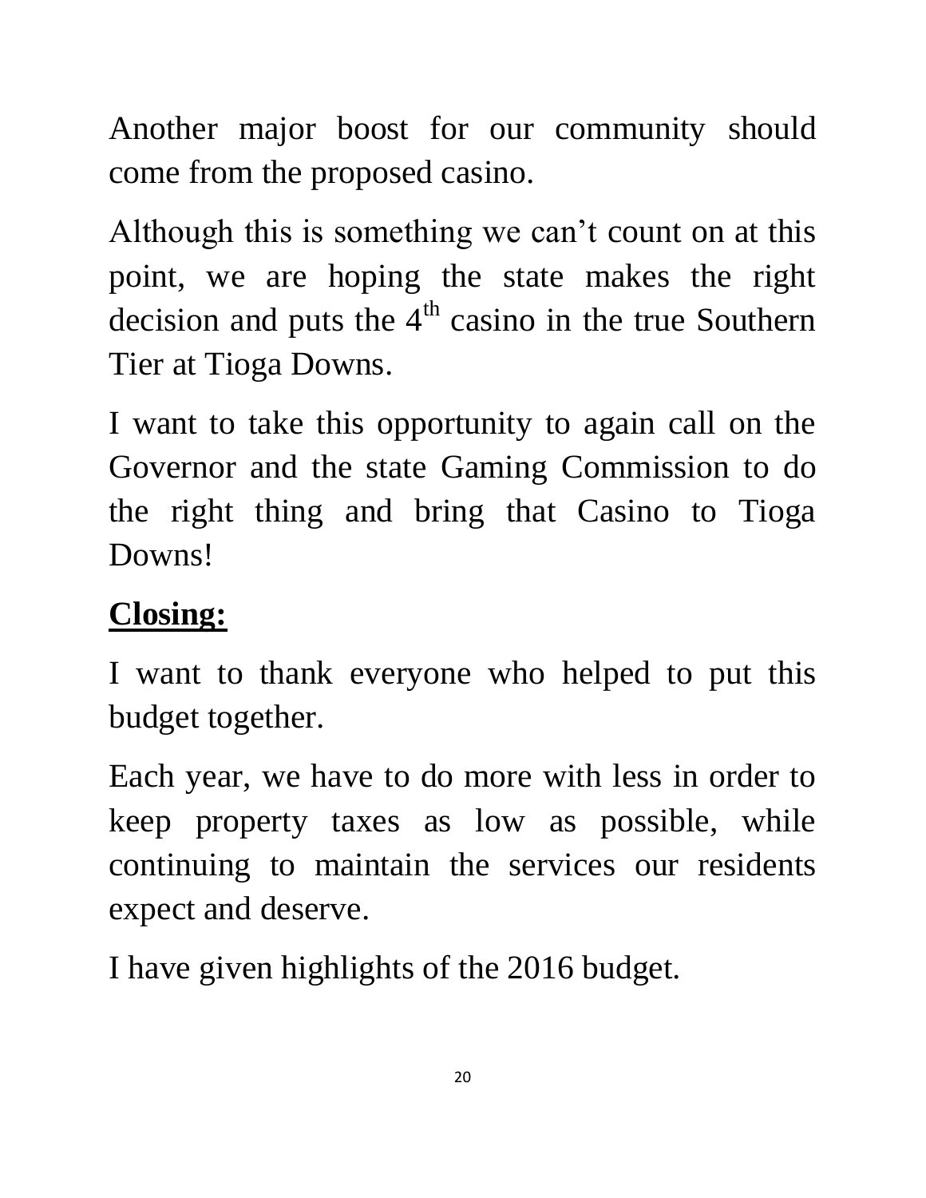Another major boost for our community should come from the proposed casino.

Although this is something we can't count on at this point, we are hoping the state makes the right decision and puts the 4th casino in the true Southern Tier at Tioga Downs.

I want to take this opportunity to again call on the Governor and the state Gaming Commission to do the right thing and bring that Casino to Tioga Downs!

## Closing:

I want to thank everyone who helped to put this budget together.

Each year, we have to do more with less in order to keep property taxes as low as possible, while continuing to maintain the services our residents expect and deserve.

I have given highlights of the 2016 budget.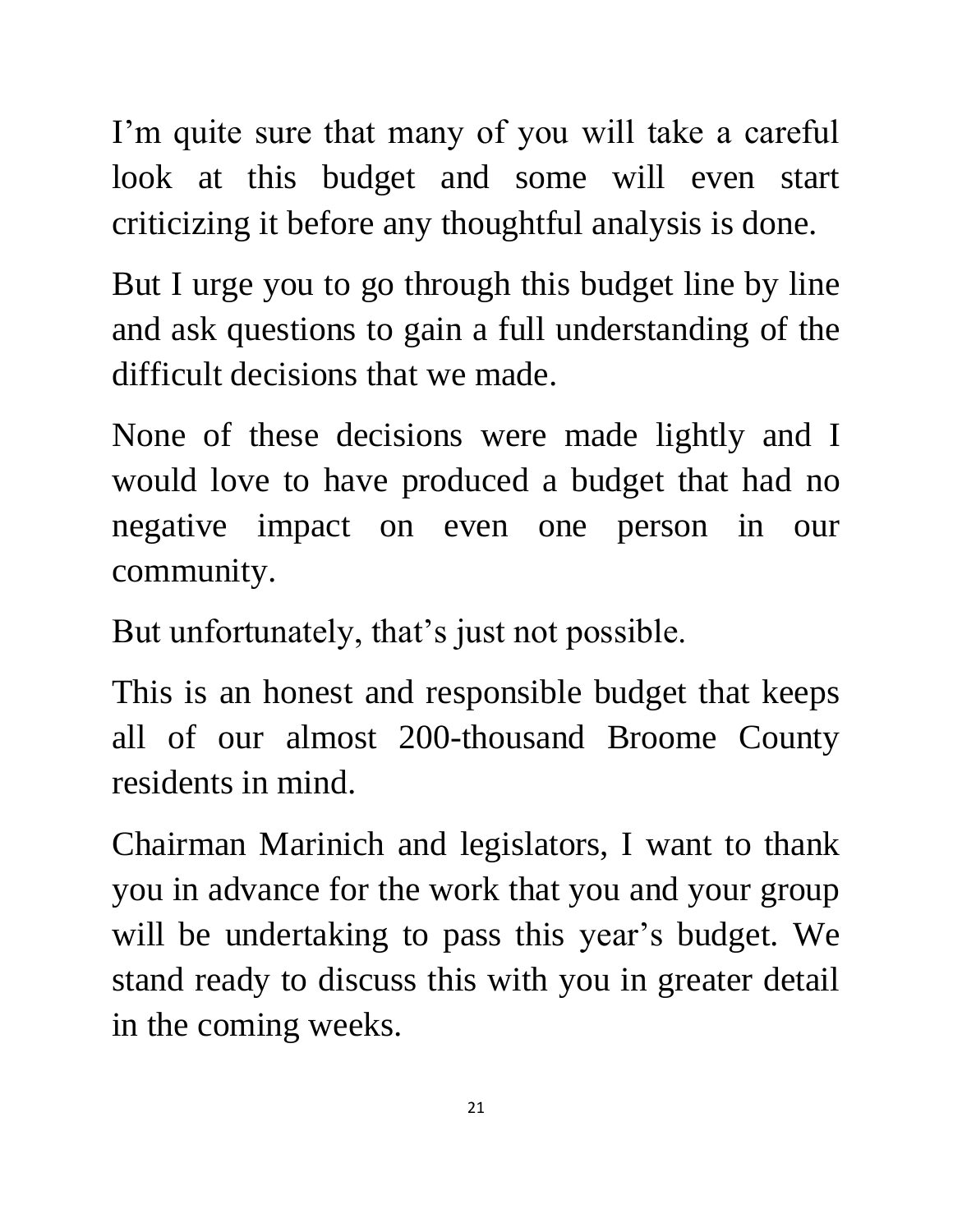I'm quite sure that many of you will take a careful look at this budget and some will even start criticizing it before any thoughtful analysis is done.

But I urge you to go through this budget line by line and ask questions to gain a full understanding of the difficult decisions that we made.

None of these decisions were made lightly and I would love to have produced a budget that had no negative impact on even one person in our community.

But unfortunately, that's just not possible.

This is an honest and responsible budget that keeps all of our almost 200-thousand Broome County residents in mind.

Chairman Marinich and legislators, I want to thank you in advance for the work that you and your group will be undertaking to pass this year's budget. We stand ready to discuss this with you in greater detail in the coming weeks.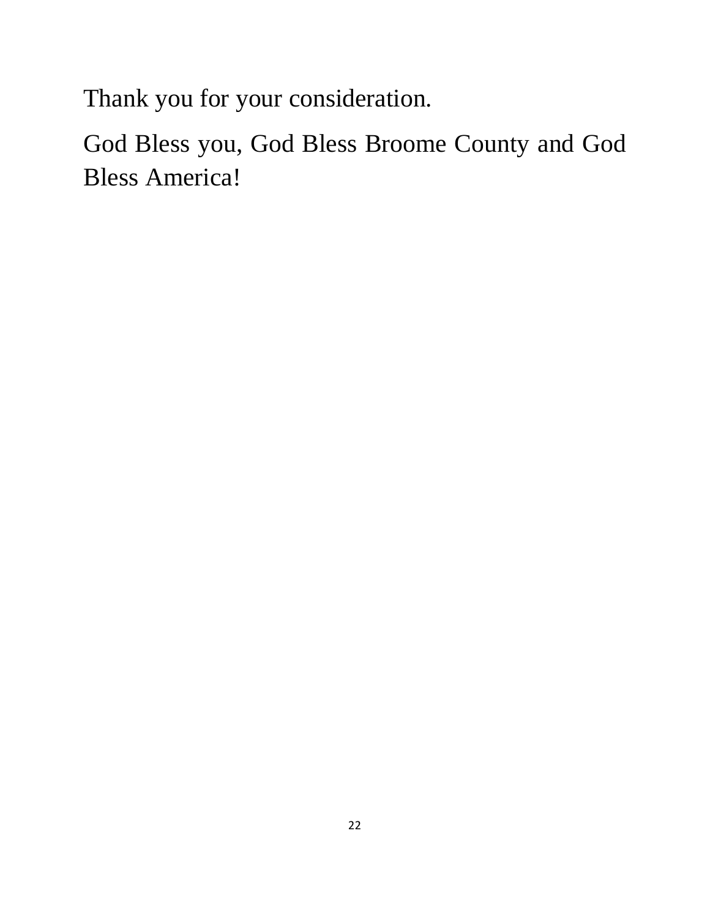Thank you for your consideration.

God Bless you, God Bless Broome County and God Bless America!